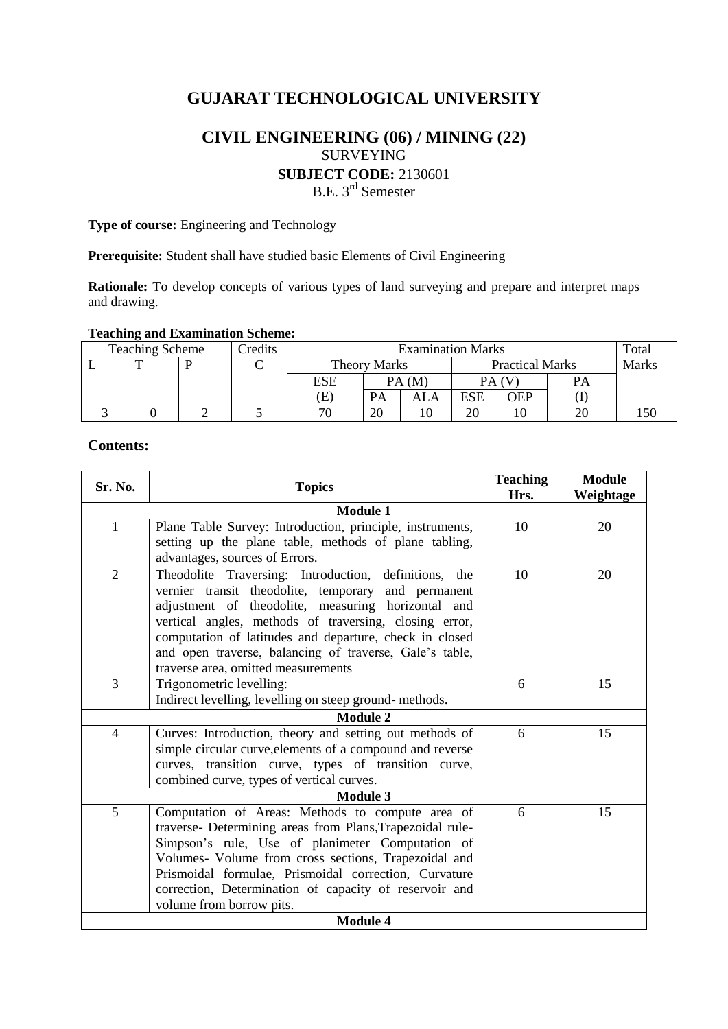# GUJARAT TECHNOLOGICAL UNIVERSITY

## CIVIL ENGINEERING (06) / MINING (22)

SURVEYING

**SUBJECT CODE:** 2130601

B.E. 3rd Semester

**Type of course:** Engineering and Technology

**Prerequisite:** Student shall have studied basic Elements of Civil Engineering

**Rationale:** To develop concepts of various types of land surveying and prepare and interpret maps and drawing.

**Teaching and Examination Scheme:**

| Teaching Scheme | | | Credits | Examination Marks | | | | | | Total Marks |
|---|---|---|---|---|---|---|---|---|---|---|
| L | T | P | C | Theory Marks | | | Practical Marks | | | |
| | | | | ESE (E) | PA (M) | | PA (V) | | PA (I) | |
| | | | | | PA | ALA | ESE | OEP | | |
| 3 | 0 | 2 | 5 | 70 | 20 | 10 | 20 | 10 | 20 | 150 |

**Contents:**

| Sr. No. | Topics | Teaching Hrs. | Module Weightage |
|---|---|---|---|
| **Module 1** | | | |
| 1 | Plane Table Survey: Introduction, principle, instruments, setting up the plane table, methods of plane tabling, advantages, sources of Errors. | 10 | 20 |
| 2 | Theodolite Traversing: Introduction, definitions, the vernier transit theodolite, temporary and permanent adjustment of theodolite, measuring horizontal and vertical angles, methods of traversing, closing error, computation of latitudes and departure, check in closed and open traverse, balancing of traverse, Gale's table, traverse area, omitted measurements | 10 | 20 |
| 3 | Trigonometric levelling:<br>Indirect levelling, levelling on steep ground- methods. | 6 | 15 |
| **Module 2** | | | |
| 4 | Curves: Introduction, theory and setting out methods of simple circular curve,elements of a compound and reverse curves, transition curve, types of transition curve, combined curve, types of vertical curves. | 6 | 15 |
| **Module 3** | | | |
| 5 | Computation of Areas: Methods to compute area of traverse- Determining areas from Plans,Trapezoidal rule-Simpson's rule, Use of planimeter Computation of Volumes- Volume from cross sections, Trapezoidal and Prismoidal formulae, Prismoidal correction, Curvature correction, Determination of capacity of reservoir and volume from borrow pits. | 6 | 15 |
| **Module 4** | | | |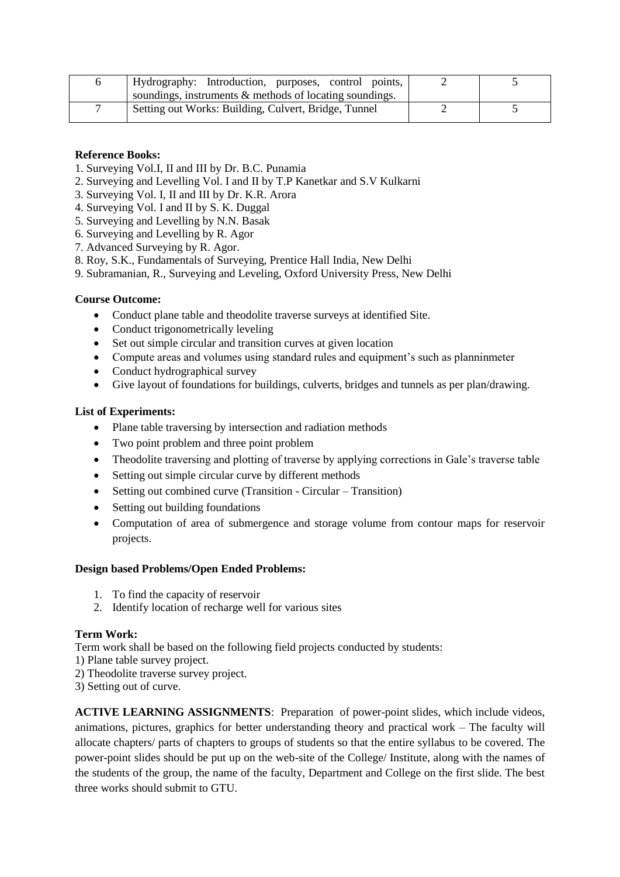| | | | |
|---|---|---|---|
| 6 | Hydrography: Introduction, purposes, control points, soundings, instruments & methods of locating soundings. | 2 | 5 |
| 7 | Setting out Works: Building, Culvert, Bridge, Tunnel | 2 | 5 |

**Reference Books:**

1. Surveying Vol.I, II and III by Dr. B.C. Punamia
2. Surveying and Levelling Vol. I and II by T.P Kanetkar and S.V Kulkarni
3. Surveying Vol. I, II and III by Dr. K.R. Arora
4. Surveying Vol. I and II by S. K. Duggal
5. Surveying and Levelling by N.N. Basak
6. Surveying and Levelling by R. Agor
7. Advanced Surveying by R. Agor.
8. Roy, S.K., Fundamentals of Surveying, Prentice Hall India, New Delhi
9. Subramanian, R., Surveying and Leveling, Oxford University Press, New Delhi

**Course Outcome:**

- Conduct plane table and theodolite traverse surveys at identified Site.
- Conduct trigonometrically leveling
- Set out simple circular and transition curves at given location
- Compute areas and volumes using standard rules and equipment's such as planninmeter
- Conduct hydrographical survey
- Give layout of foundations for buildings, culverts, bridges and tunnels as per plan/drawing.

**List of Experiments:**

- Plane table traversing by intersection and radiation methods
- Two point problem and three point problem
- Theodolite traversing and plotting of traverse by applying corrections in Gale's traverse table
- Setting out simple circular curve by different methods
- Setting out combined curve (Transition - Circular – Transition)
- Setting out building foundations
- Computation of area of submergence and storage volume from contour maps for reservoir projects.

**Design based Problems/Open Ended Problems:**

1. To find the capacity of reservoir
2. Identify location of recharge well for various sites

**Term Work:**

Term work shall be based on the following field projects conducted by students:

1) Plane table survey project.
2) Theodolite traverse survey project.
3) Setting out of curve.

**ACTIVE LEARNING ASSIGNMENTS**: Preparation of power-point slides, which include videos, animations, pictures, graphics for better understanding theory and practical work – The faculty will allocate chapters/ parts of chapters to groups of students so that the entire syllabus to be covered. The power-point slides should be put up on the web-site of the College/ Institute, along with the names of the students of the group, the name of the faculty, Department and College on the first slide. The best three works should submit to GTU.